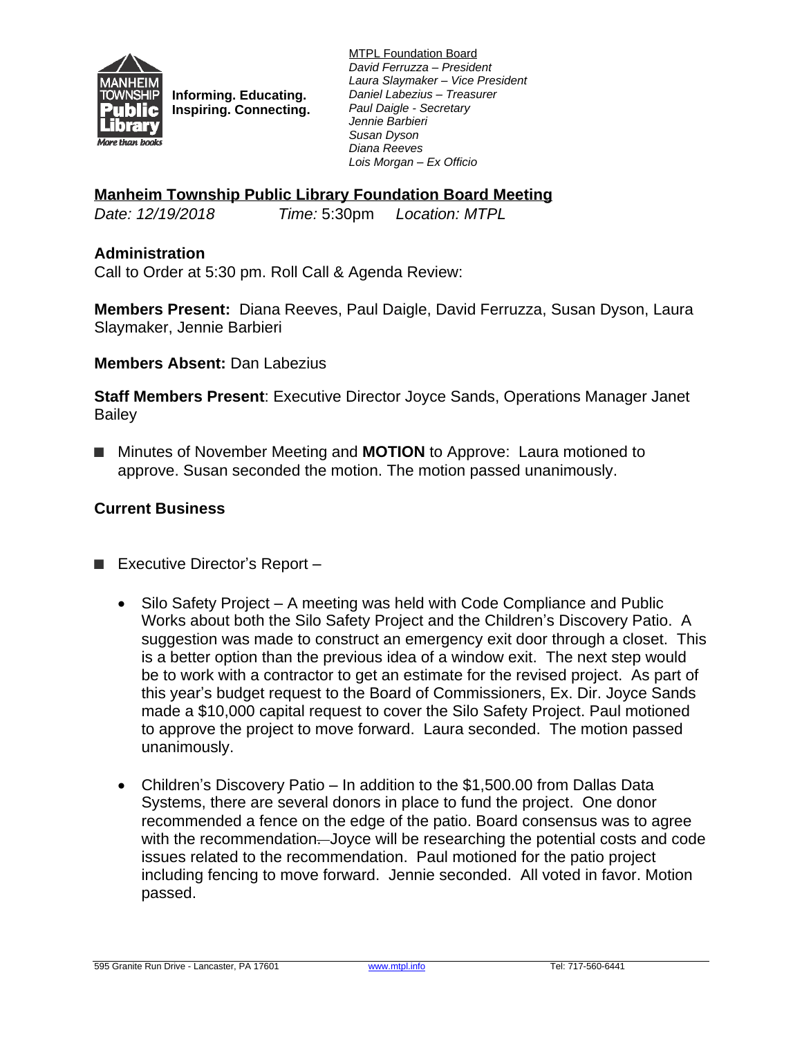Informing. Educating.
Inspiring. Connecting.

MTPL Foundation Board
*David Ferruzza – President*
*Laura Slaymaker – Vice President*
*Daniel Labezius – Treasurer*
*Paul Daigle - Secretary*
*Jennie Barbieri*
*Susan Dyson*
*Diana Reeves*
*Lois Morgan – Ex Officio*

## Manheim Township Public Library Foundation Board Meeting

*Date:* *12/19/2018* *Time:* 5:30pm *Location: MTPL*

### Administration

Call to Order at 5:30 pm. Roll Call & Agenda Review:

**Members Present:** Diana Reeves, Paul Daigle, David Ferruzza, Susan Dyson, Laura Slaymaker, Jennie Barbieri

**Members Absent:** Dan Labezius

**Staff Members Present**: Executive Director Joyce Sands, Operations Manager Janet Bailey

- Minutes of November Meeting and **MOTION** to Approve: Laura motioned to approve. Susan seconded the motion. The motion passed unanimously.

### Current Business

- Executive Director's Report –
  - Silo Safety Project – A meeting was held with Code Compliance and Public Works about both the Silo Safety Project and the Children's Discovery Patio. A suggestion was made to construct an emergency exit door through a closet. This is a better option than the previous idea of a window exit. The next step would be to work with a contractor to get an estimate for the revised project. As part of this year's budget request to the Board of Commissioners, Ex. Dir. Joyce Sands made a $10,000 capital request to cover the Silo Safety Project. Paul motioned to approve the project to move forward. Laura seconded. The motion passed unanimously.
  - Children's Discovery Patio – In addition to the $1,500.00 from Dallas Data Systems, there are several donors in place to fund the project. One donor recommended a fence on the edge of the patio. Board consensus was to agree with the recommendation. Joyce will be researching the potential costs and code issues related to the recommendation. Paul motioned for the patio project including fencing to move forward. Jennie seconded. All voted in favor. Motion passed.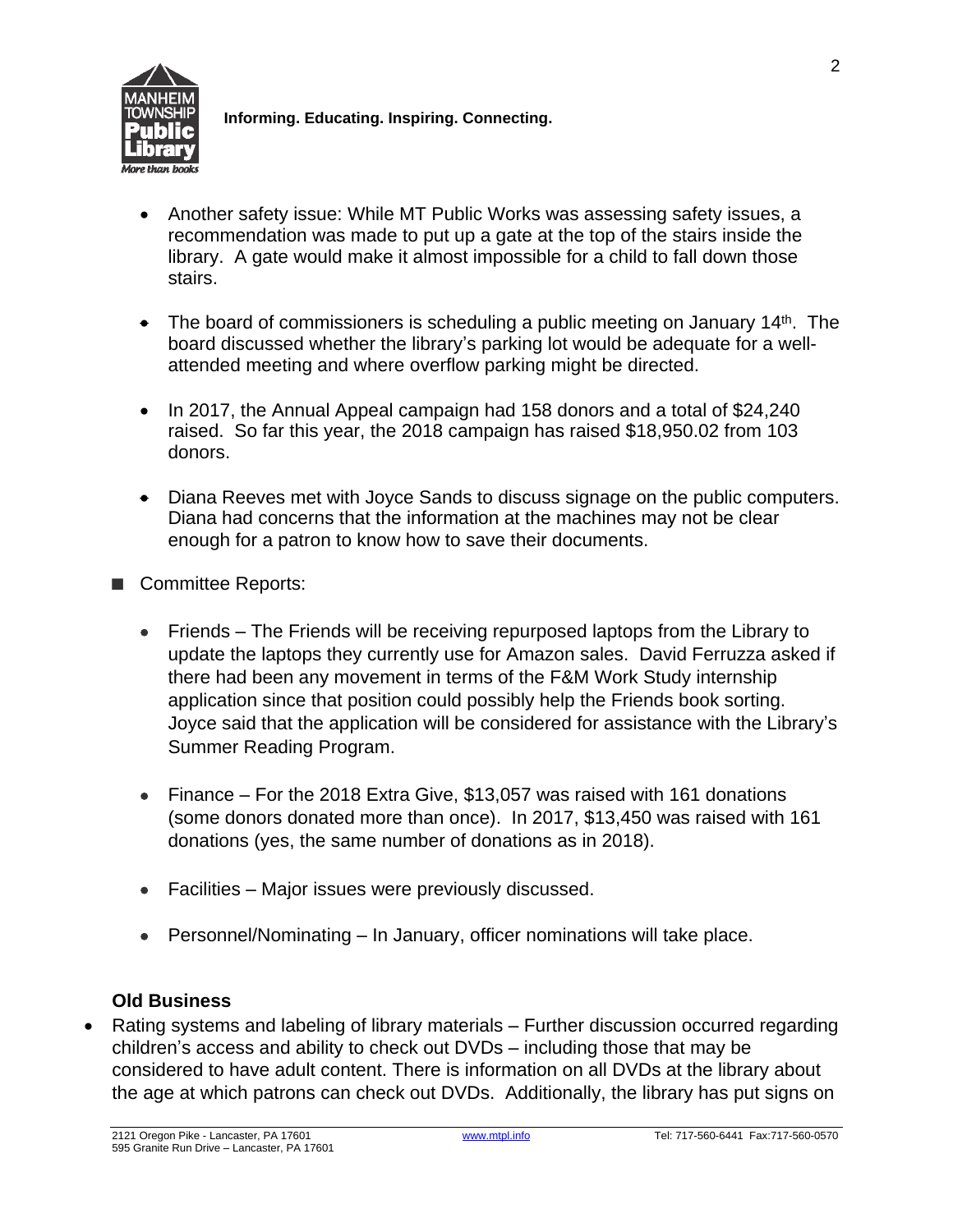- Another safety issue: While MT Public Works was assessing safety issues, a recommendation was made to put up a gate at the top of the stairs inside the library. A gate would make it almost impossible for a child to fall down those stairs.

- The board of commissioners is scheduling a public meeting on January 14th. The board discussed whether the library's parking lot would be adequate for a well-attended meeting and where overflow parking might be directed.

- In 2017, the Annual Appeal campaign had 158 donors and a total of $24,240 raised. So far this year, the 2018 campaign has raised $18,950.02 from 103 donors.

- Diana Reeves met with Joyce Sands to discuss signage on the public computers. Diana had concerns that the information at the machines may not be clear enough for a patron to know how to save their documents.

■ Committee Reports:

- Friends – The Friends will be receiving repurposed laptops from the Library to update the laptops they currently use for Amazon sales. David Ferruzza asked if there had been any movement in terms of the F&M Work Study internship application since that position could possibly help the Friends book sorting. Joyce said that the application will be considered for assistance with the Library's Summer Reading Program.

- Finance – For the 2018 Extra Give, $13,057 was raised with 161 donations (some donors donated more than once). In 2017, $13,450 was raised with 161 donations (yes, the same number of donations as in 2018).

- Facilities – Major issues were previously discussed.

- Personnel/Nominating – In January, officer nominations will take place.

**Old Business**

- Rating systems and labeling of library materials – Further discussion occurred regarding children's access and ability to check out DVDs – including those that may be considered to have adult content. There is information on all DVDs at the library about the age at which patrons can check out DVDs. Additionally, the library has put signs on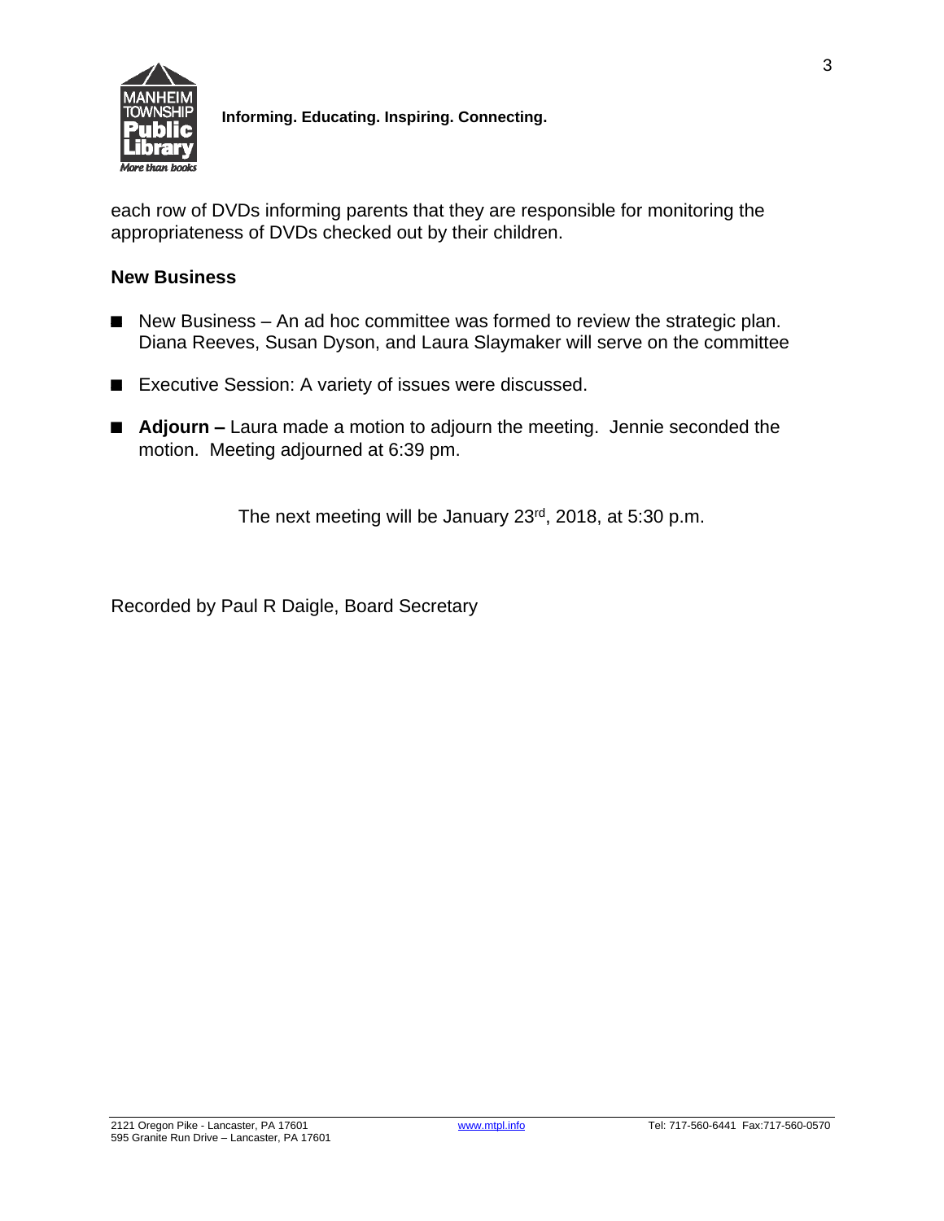**Informing. Educating. Inspiring. Connecting.**

each row of DVDs informing parents that they are responsible for monitoring the appropriateness of DVDs checked out by their children.

### New Business

- New Business – An ad hoc committee was formed to review the strategic plan. Diana Reeves, Susan Dyson, and Laura Slaymaker will serve on the committee
- Executive Session: A variety of issues were discussed.
- **Adjourn –** Laura made a motion to adjourn the meeting. Jennie seconded the motion. Meeting adjourned at 6:39 pm.

The next meeting will be January 23rd, 2018, at 5:30 p.m.

Recorded by Paul R Daigle, Board Secretary

2121 Oregon Pike - Lancaster, PA 17601
595 Granite Run Drive – Lancaster, PA 17601
www.mtpl.info
Tel: 717-560-6441 Fax:717-560-0570